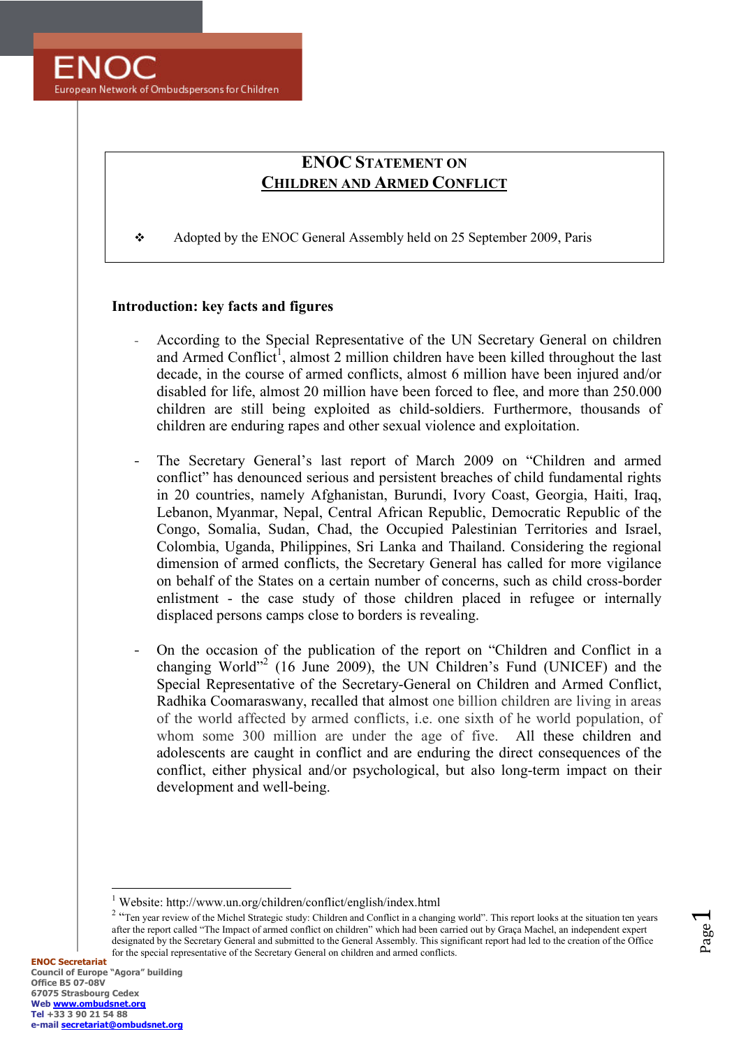ENOC
European Network of Ombudspersons for Children

# ENOC STATEMENT ON CHILDREN AND ARMED CONFLICT

- Adopted by the ENOC General Assembly held on 25 September 2009, Paris

## Introduction: key facts and figures

- According to the Special Representative of the UN Secretary General on children and Armed Conflict[1], almost 2 million children have been killed throughout the last decade, in the course of armed conflicts, almost 6 million have been injured and/or disabled for life, almost 20 million have been forced to flee, and more than 250.000 children are still being exploited as child-soldiers. Furthermore, thousands of children are enduring rapes and other sexual violence and exploitation.

- The Secretary General's last report of March 2009 on "Children and armed conflict" has denounced serious and persistent breaches of child fundamental rights in 20 countries, namely Afghanistan, Burundi, Ivory Coast, Georgia, Haiti, Iraq, Lebanon, Myanmar, Nepal, Central African Republic, Democratic Republic of the Congo, Somalia, Sudan, Chad, the Occupied Palestinian Territories and Israel, Colombia, Uganda, Philippines, Sri Lanka and Thailand. Considering the regional dimension of armed conflicts, the Secretary General has called for more vigilance on behalf of the States on a certain number of concerns, such as child cross-border enlistment - the case study of those children placed in refugee or internally displaced persons camps close to borders is revealing.

- On the occasion of the publication of the report on "Children and Conflict in a changing World"[2] (16 June 2009), the UN Children's Fund (UNICEF) and the Special Representative of the Secretary-General on Children and Armed Conflict, Radhika Coomaraswany, recalled that almost one billion children are living in areas of the world affected by armed conflicts, i.e. one sixth of he world population, of whom some 300 million are under the age of five. All these children and adolescents are caught in conflict and are enduring the direct consequences of the conflict, either physical and/or psychological, but also long-term impact on their development and well-being.

---

[1] Website: http://www.un.org/children/conflict/english/index.html

[2] "Ten year review of the Michel Strategic study: Children and Conflict in a changing world". This report looks at the situation ten years after the report called "The Impact of armed conflict on children" which had been carried out by Graça Machel, an independent expert designated by the Secretary General and submitted to the General Assembly. This significant report had led to the creation of the Office for the special representative of the Secretary General on children and armed conflicts.

**ENOC Secretariat**
Council of Europe "Agora" building
Office B5 07-08V
67075 Strasbourg Cedex
Web www.ombudsnet.org
Tel +33 3 90 21 54 88
e-mail secretariat@ombudsnet.org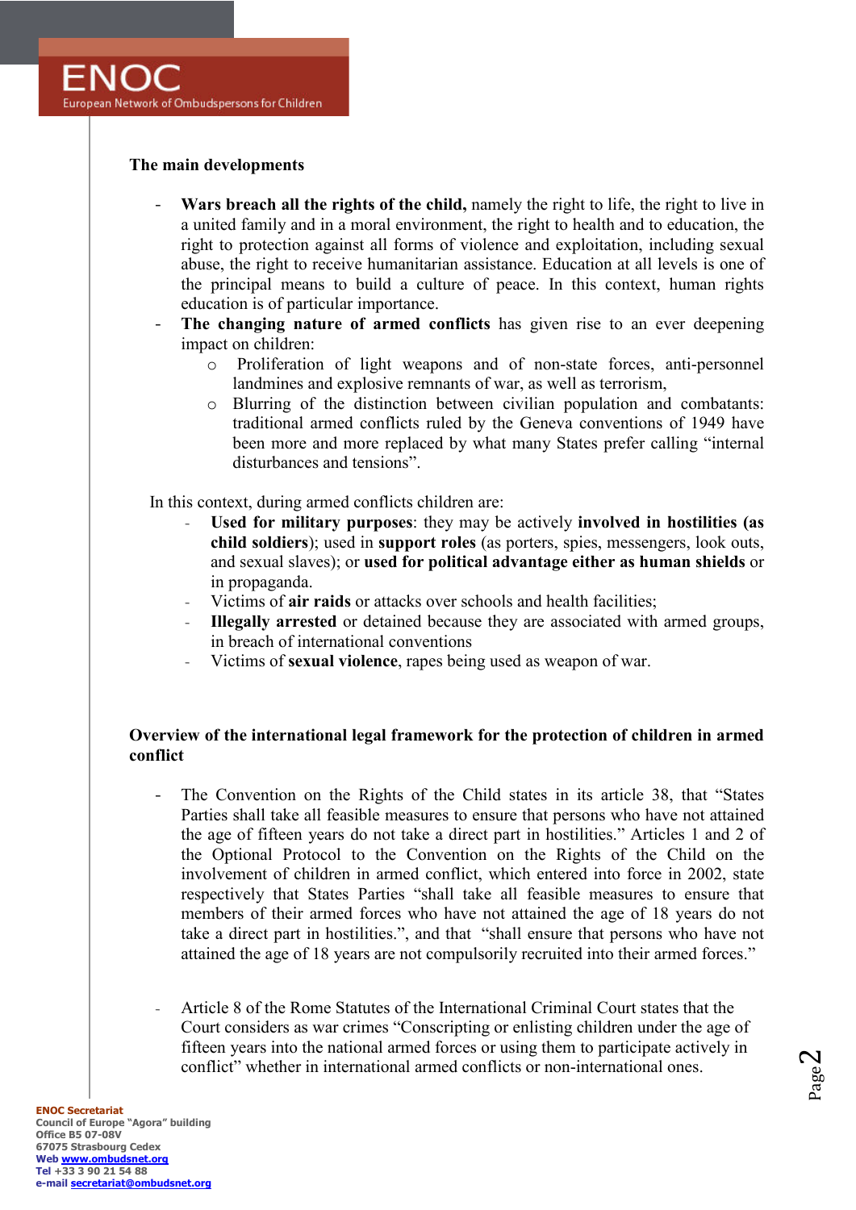**The main developments**

- **Wars breach all the rights of the child,** namely the right to life, the right to live in a united family and in a moral environment, the right to health and to education, the right to protection against all forms of violence and exploitation, including sexual abuse, the right to receive humanitarian assistance. Education at all levels is one of the principal means to build a culture of peace. In this context, human rights education is of particular importance.
- **The changing nature of armed conflicts** has given rise to an ever deepening impact on children:
    - Proliferation of light weapons and of non-state forces, anti-personnel landmines and explosive remnants of war, as well as terrorism,
    - Blurring of the distinction between civilian population and combatants: traditional armed conflicts ruled by the Geneva conventions of 1949 have been more and more replaced by what many States prefer calling "internal disturbances and tensions".

In this context, during armed conflicts children are:

- **Used for military purposes**: they may be actively **involved in hostilities (as child soldiers**); used in **support roles** (as porters, spies, messengers, look outs, and sexual slaves); or **used for political advantage either as human shields** or in propaganda.
- Victims of **air raids** or attacks over schools and health facilities;
- **Illegally arrested** or detained because they are associated with armed groups, in breach of international conventions
- Victims of **sexual violence**, rapes being used as weapon of war.

**Overview of the international legal framework for the protection of children in armed conflict**

- The Convention on the Rights of the Child states in its article 38, that "States Parties shall take all feasible measures to ensure that persons who have not attained the age of fifteen years do not take a direct part in hostilities." Articles 1 and 2 of the Optional Protocol to the Convention on the Rights of the Child on the involvement of children in armed conflict, which entered into force in 2002, state respectively that States Parties "shall take all feasible measures to ensure that members of their armed forces who have not attained the age of 18 years do not take a direct part in hostilities.", and that "shall ensure that persons who have not attained the age of 18 years are not compulsorily recruited into their armed forces."

- Article 8 of the Rome Statutes of the International Criminal Court states that the Court considers as war crimes "Conscripting or enlisting children under the age of fifteen years into the national armed forces or using them to participate actively in conflict" whether in international armed conflicts or non-international ones.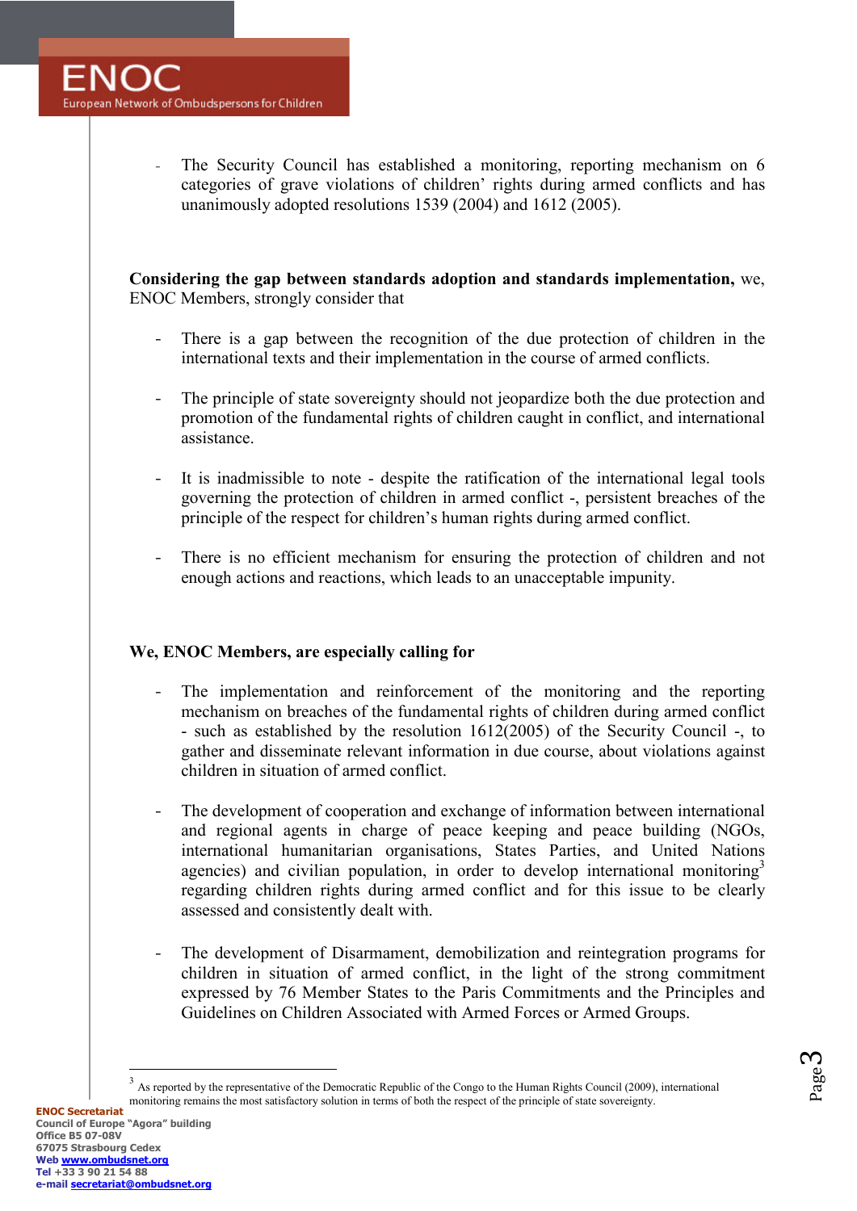- The Security Council has established a monitoring, reporting mechanism on 6 categories of grave violations of children' rights during armed conflicts and has unanimously adopted resolutions 1539 (2004) and 1612 (2005).

**Considering the gap between standards adoption and standards implementation,** we, ENOC Members, strongly consider that

- There is a gap between the recognition of the due protection of children in the international texts and their implementation in the course of armed conflicts.
- The principle of state sovereignty should not jeopardize both the due protection and promotion of the fundamental rights of children caught in conflict, and international assistance.
- It is inadmissible to note - despite the ratification of the international legal tools governing the protection of children in armed conflict -, persistent breaches of the principle of the respect for children's human rights during armed conflict.
- There is no efficient mechanism for ensuring the protection of children and not enough actions and reactions, which leads to an unacceptable impunity.

**We, ENOC Members, are especially calling for**

- The implementation and reinforcement of the monitoring and the reporting mechanism on breaches of the fundamental rights of children during armed conflict - such as established by the resolution 1612(2005) of the Security Council -, to gather and disseminate relevant information in due course, about violations against children in situation of armed conflict.
- The development of cooperation and exchange of information between international and regional agents in charge of peace keeping and peace building (NGOs, international humanitarian organisations, States Parties, and United Nations agencies) and civilian population, in order to develop international monitoring[3] regarding children rights during armed conflict and for this issue to be clearly assessed and consistently dealt with.
- The development of Disarmament, demobilization and reintegration programs for children in situation of armed conflict, in the light of the strong commitment expressed by 76 Member States to the Paris Commitments and the Principles and Guidelines on Children Associated with Armed Forces or Armed Groups.

[3] As reported by the representative of the Democratic Republic of the Congo to the Human Rights Council (2009), international monitoring remains the most satisfactory solution in terms of both the respect of the principle of state sovereignty.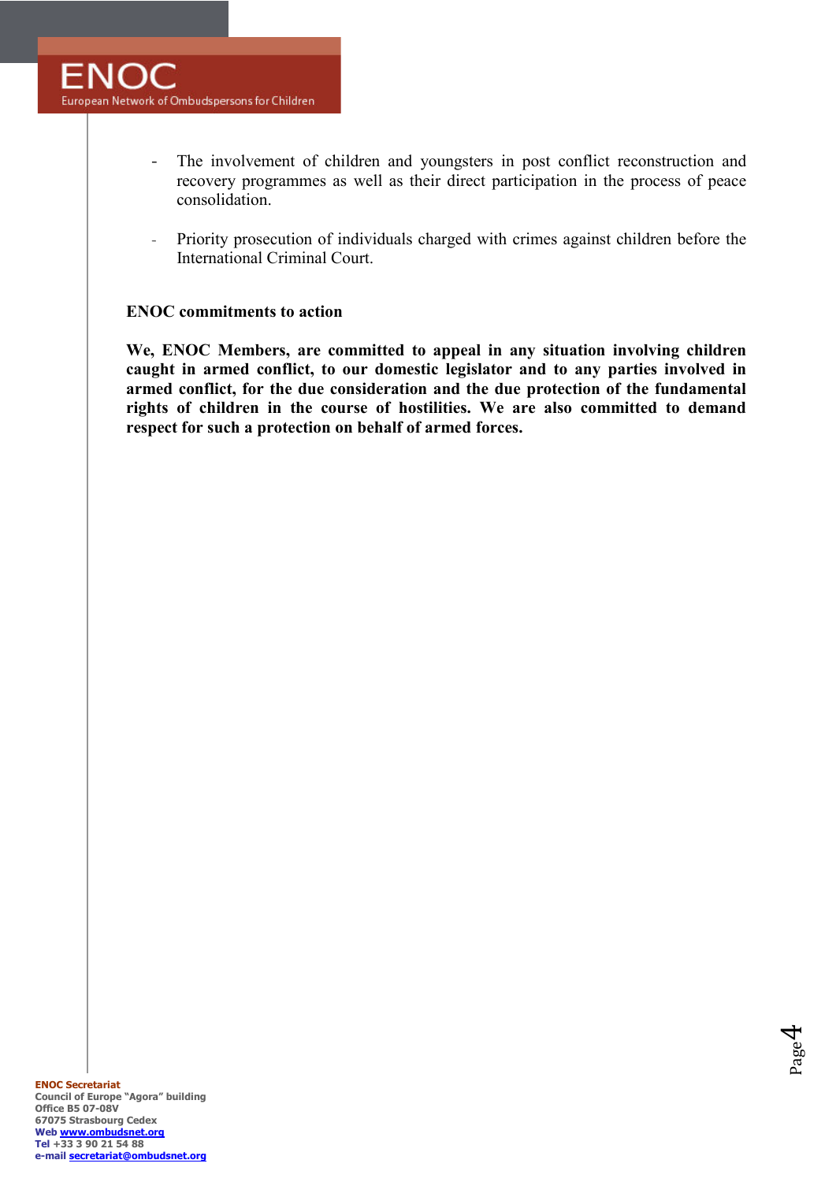- The involvement of children and youngsters in post conflict reconstruction and recovery programmes as well as their direct participation in the process of peace consolidation.

- Priority prosecution of individuals charged with crimes against children before the International Criminal Court.

**ENOC commitments to action**

**We, ENOC Members, are committed to appeal in any situation involving children caught in armed conflict, to our domestic legislator and to any parties involved in armed conflict, for the due consideration and the due protection of the fundamental rights of children in the course of hostilities. We are also committed to demand respect for such a protection on behalf of armed forces.**